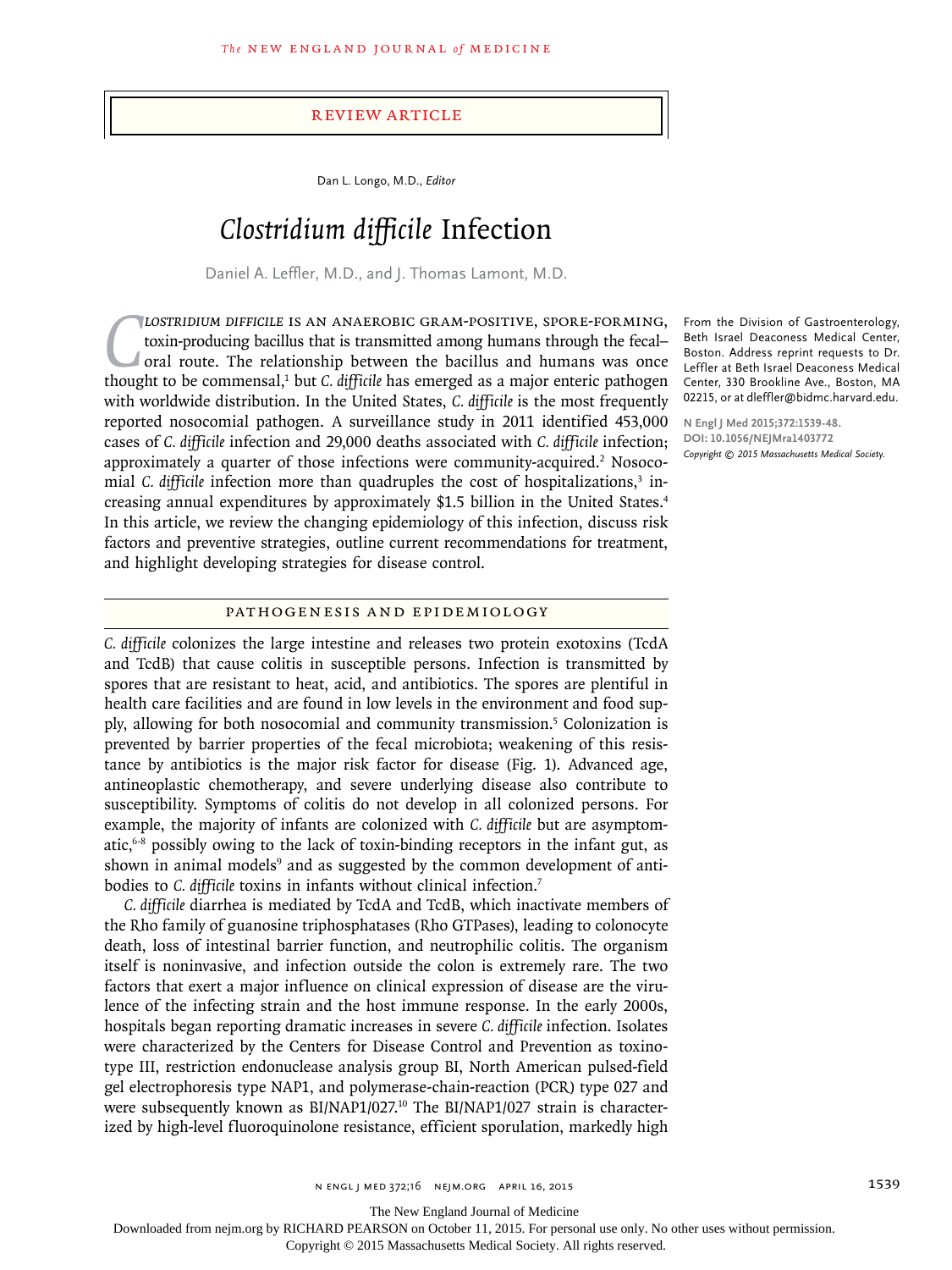Review Article

Dan L. Longo, M.D., *Editor*

# *Clostridium difficile* Infection

Daniel A. Leffler, M.D., and J. Thomas Lamont, M.D.

From the Division of Gastroenterology, Beth Israel Deaconess Medical Center, Boston. Address reprint requests to Dr. Leffler at Beth Israel Deaconess Medical Center, 330 Brookline Ave., Boston, MA 02215, or at dleffler@bidmc.harvard.edu.

**N Engl J Med 2015;372:1539-48.**
**DOI: 10.1056/NEJMra1403772**
*Copyright © 2015 Massachusetts Medical Society.*

*Clostridium difficile* is an anaerobic gram-positive, spore-forming, toxin-producing bacillus that is transmitted among humans through the fecal–oral route. The relationship between the bacillus and humans was once thought to be commensal,[1] but *C. difficile* has emerged as a major enteric pathogen with worldwide distribution. In the United States, *C. difficile* is the most frequently reported nosocomial pathogen. A surveillance study in 2011 identified 453,000 cases of *C. difficile* infection and 29,000 deaths associated with *C. difficile* infection; approximately a quarter of those infections were community-acquired.[2] Nosocomial *C. difficile* infection more than quadruples the cost of hospitalizations,[3] increasing annual expenditures by approximately $1.5 billion in the United States.[4] In this article, we review the changing epidemiology of this infection, discuss risk factors and preventive strategies, outline current recommendations for treatment, and highlight developing strategies for disease control.

## Pathogenesis and Epidemiology

*C. difficile* colonizes the large intestine and releases two protein exotoxins (TcdA and TcdB) that cause colitis in susceptible persons. Infection is transmitted by spores that are resistant to heat, acid, and antibiotics. The spores are plentiful in health care facilities and are found in low levels in the environment and food supply, allowing for both nosocomial and community transmission.[5] Colonization is prevented by barrier properties of the fecal microbiota; weakening of this resistance by antibiotics is the major risk factor for disease (Fig. 1). Advanced age, antineoplastic chemotherapy, and severe underlying disease also contribute to susceptibility. Symptoms of colitis do not develop in all colonized persons. For example, the majority of infants are colonized with *C. difficile* but are asymptomatic,[6-8] possibly owing to the lack of toxin-binding receptors in the infant gut, as shown in animal models[9] and as suggested by the common development of antibodies to *C. difficile* toxins in infants without clinical infection.[7]

*C. difficile* diarrhea is mediated by TcdA and TcdB, which inactivate members of the Rho family of guanosine triphosphatases (Rho GTPases), leading to colonocyte death, loss of intestinal barrier function, and neutrophilic colitis. The organism itself is noninvasive, and infection outside the colon is extremely rare. The two factors that exert a major influence on clinical expression of disease are the virulence of the infecting strain and the host immune response. In the early 2000s, hospitals began reporting dramatic increases in severe *C. difficile* infection. Isolates were characterized by the Centers for Disease Control and Prevention as toxinotype III, restriction endonuclease analysis group BI, North American pulsed-field gel electrophoresis type NAP1, and polymerase-chain-reaction (PCR) type 027 and were subsequently known as BI/NAP1/027.[10] The BI/NAP1/027 strain is characterized by high-level fluoroquinolone resistance, efficient sporulation, markedly high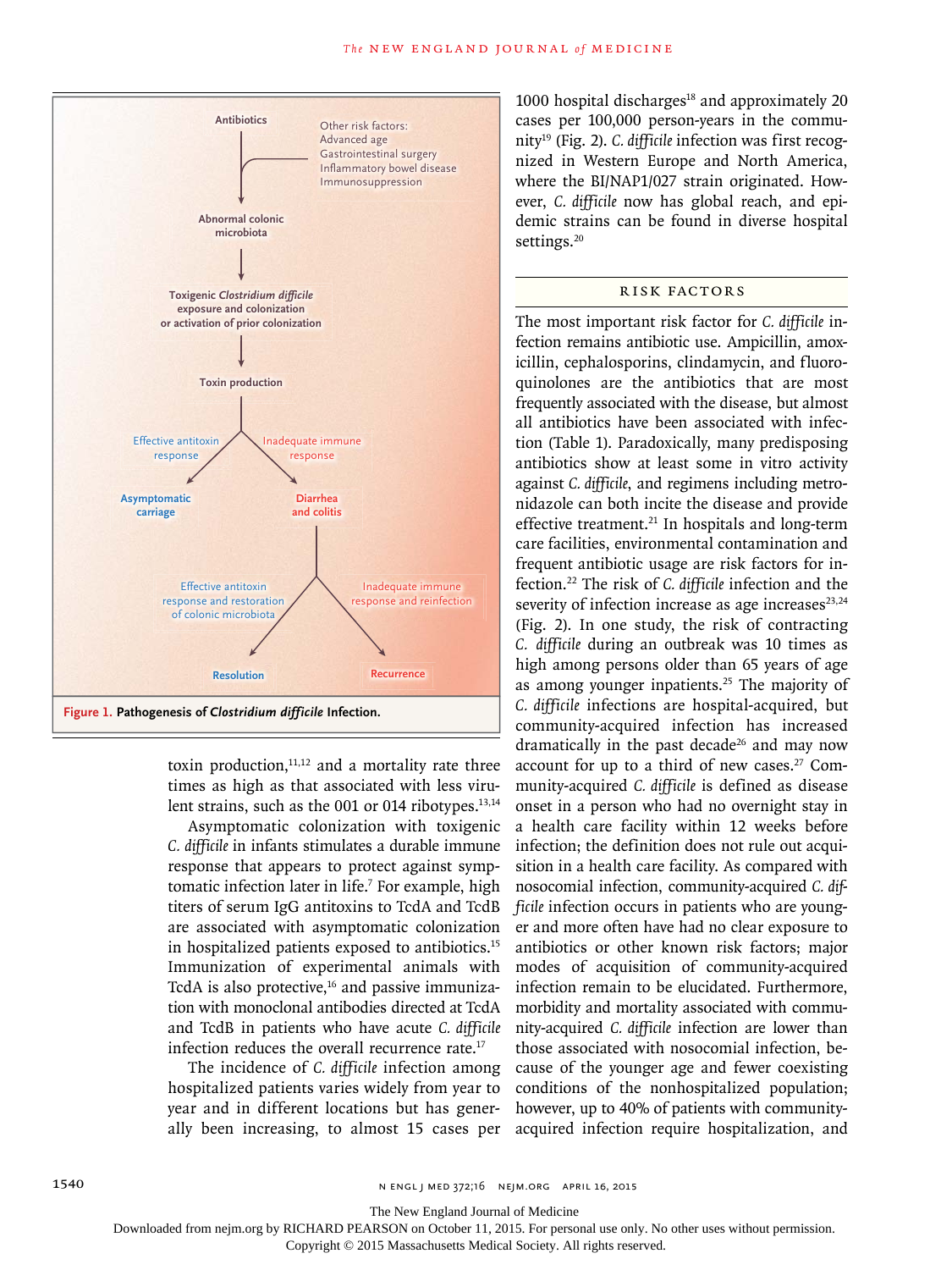toxin production,[11,12] and a mortality rate three times as high as that associated with less virulent strains, such as the 001 or 014 ribotypes.[13,14]

Asymptomatic colonization with toxigenic *C. difficile* in infants stimulates a durable immune response that appears to protect against symptomatic infection later in life.[7] For example, high titers of serum IgG antitoxins to TcdA and TcdB are associated with asymptomatic colonization in hospitalized patients exposed to antibiotics.[15] Immunization of experimental animals with TcdA is also protective,[16] and passive immunization with monoclonal antibodies directed at TcdA and TcdB in patients who have acute *C. difficile* infection reduces the overall recurrence rate.[17]

The incidence of *C. difficile* infection among hospitalized patients varies widely from year to year and in different locations but has generally been increasing, to almost 15 cases per 1000 hospital discharges[18] and approximately 20 cases per 100,000 person-years in the community[19] (Fig. 2). *C. difficile* infection was first recognized in Western Europe and North America, where the BI/NAP1/027 strain originated. However, *C. difficile* now has global reach, and epidemic strains can be found in diverse hospital settings.[20]

Figure 1. Pathogenesis of *Clostridium difficile* Infection.

## RISK FACTORS

The most important risk factor for *C. difficile* infection remains antibiotic use. Ampicillin, amoxicillin, cephalosporins, clindamycin, and fluoroquinolones are the antibiotics that are most frequently associated with the disease, but almost all antibiotics have been associated with infection (Table 1). Paradoxically, many predisposing antibiotics show at least some in vitro activity against *C. difficile*, and regimens including metronidazole can both incite the disease and provide effective treatment.[21] In hospitals and long-term care facilities, environmental contamination and frequent antibiotic usage are risk factors for infection.[22] The risk of *C. difficile* infection and the severity of infection increase as age increases[23,24] (Fig. 2). In one study, the risk of contracting *C. difficile* during an outbreak was 10 times as high among persons older than 65 years of age as among younger inpatients.[25] The majority of *C. difficile* infections are hospital-acquired, but community-acquired infection has increased dramatically in the past decade[26] and may now account for up to a third of new cases.[27] Community-acquired *C. difficile* is defined as disease onset in a person who had no overnight stay in a health care facility within 12 weeks before infection; the definition does not rule out acquisition in a health care facility. As compared with nosocomial infection, community-acquired *C. difficile* infection occurs in patients who are younger and more often have had no clear exposure to antibiotics or other known risk factors; major modes of acquisition of community-acquired infection remain to be elucidated. Furthermore, morbidity and mortality associated with community-acquired *C. difficile* infection are lower than those associated with nosocomial infection, because of the younger age and fewer coexisting conditions of the nonhospitalized population; however, up to 40% of patients with community-acquired infection require hospitalization, and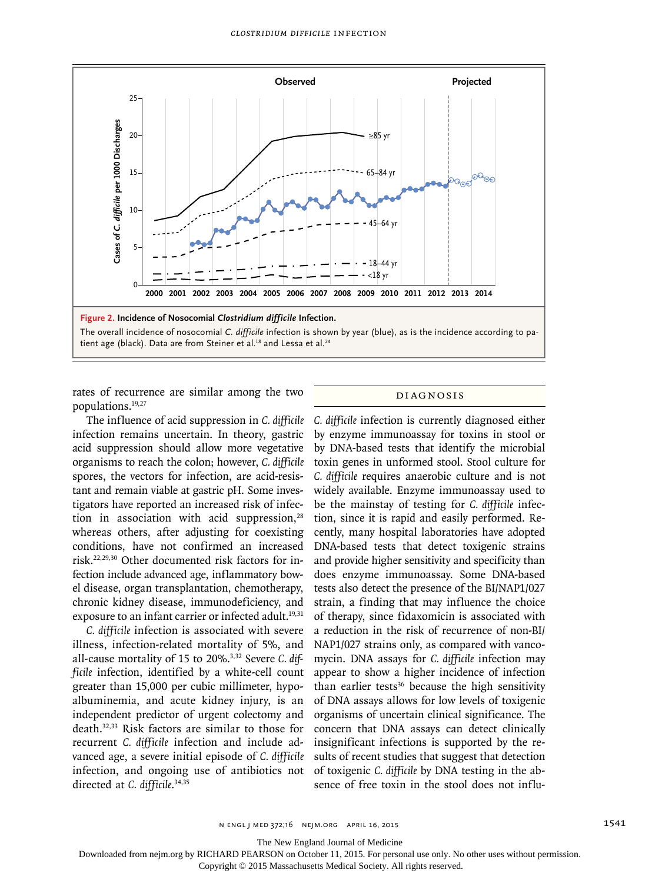**Figure 2. Incidence of Nosocomial *Clostridium difficile* Infection.**

The overall incidence of nosocomial *C. difficile* infection is shown by year (blue), as is the incidence according to patient age (black). Data are from Steiner et al.[18] and Lessa et al.[24]

rates of recurrence are similar among the two populations.[19,27]

The influence of acid suppression in *C. difficile* infection remains uncertain. In theory, gastric acid suppression should allow more vegetative organisms to reach the colon; however, *C. difficile* spores, the vectors for infection, are acid-resistant and remain viable at gastric pH. Some investigators have reported an increased risk of infection in association with acid suppression,[28] whereas others, after adjusting for coexisting conditions, have not confirmed an increased risk.[22,29,30] Other documented risk factors for infection include advanced age, inflammatory bowel disease, organ transplantation, chemotherapy, chronic kidney disease, immunodeficiency, and exposure to an infant carrier or infected adult.[19,31]

*C. difficile* infection is associated with severe illness, infection-related mortality of 5%, and all-cause mortality of 15 to 20%.[3,32] Severe *C. difficile* infection, identified by a white-cell count greater than 15,000 per cubic millimeter, hypoalbuminemia, and acute kidney injury, is an independent predictor of urgent colectomy and death.[32,33] Risk factors are similar to those for recurrent *C. difficile* infection and include advanced age, a severe initial episode of *C. difficile* infection, and ongoing use of antibiotics not directed at *C. difficile*.[34,35]

## DIAGNOSIS

*C. difficile* infection is currently diagnosed either by enzyme immunoassay for toxins in stool or by DNA-based tests that identify the microbial toxin genes in unformed stool. Stool culture for *C. difficile* requires anaerobic culture and is not widely available. Enzyme immunoassay used to be the mainstay of testing for *C. difficile* infection, since it is rapid and easily performed. Recently, many hospital laboratories have adopted DNA-based tests that detect toxigenic strains and provide higher sensitivity and specificity than does enzyme immunoassay. Some DNA-based tests also detect the presence of the BI/NAP1/027 strain, a finding that may influence the choice of therapy, since fidaxomicin is associated with a reduction in the risk of recurrence of non-BI/NAP1/027 strains only, as compared with vancomycin. DNA assays for *C. difficile* infection may appear to show a higher incidence of infection than earlier tests[36] because the high sensitivity of DNA assays allows for low levels of toxigenic organisms of uncertain clinical significance. The concern that DNA assays can detect clinically insignificant infections is supported by the results of recent studies that suggest that detection of toxigenic *C. difficile* by DNA testing in the absence of free toxin in the stool does not influ-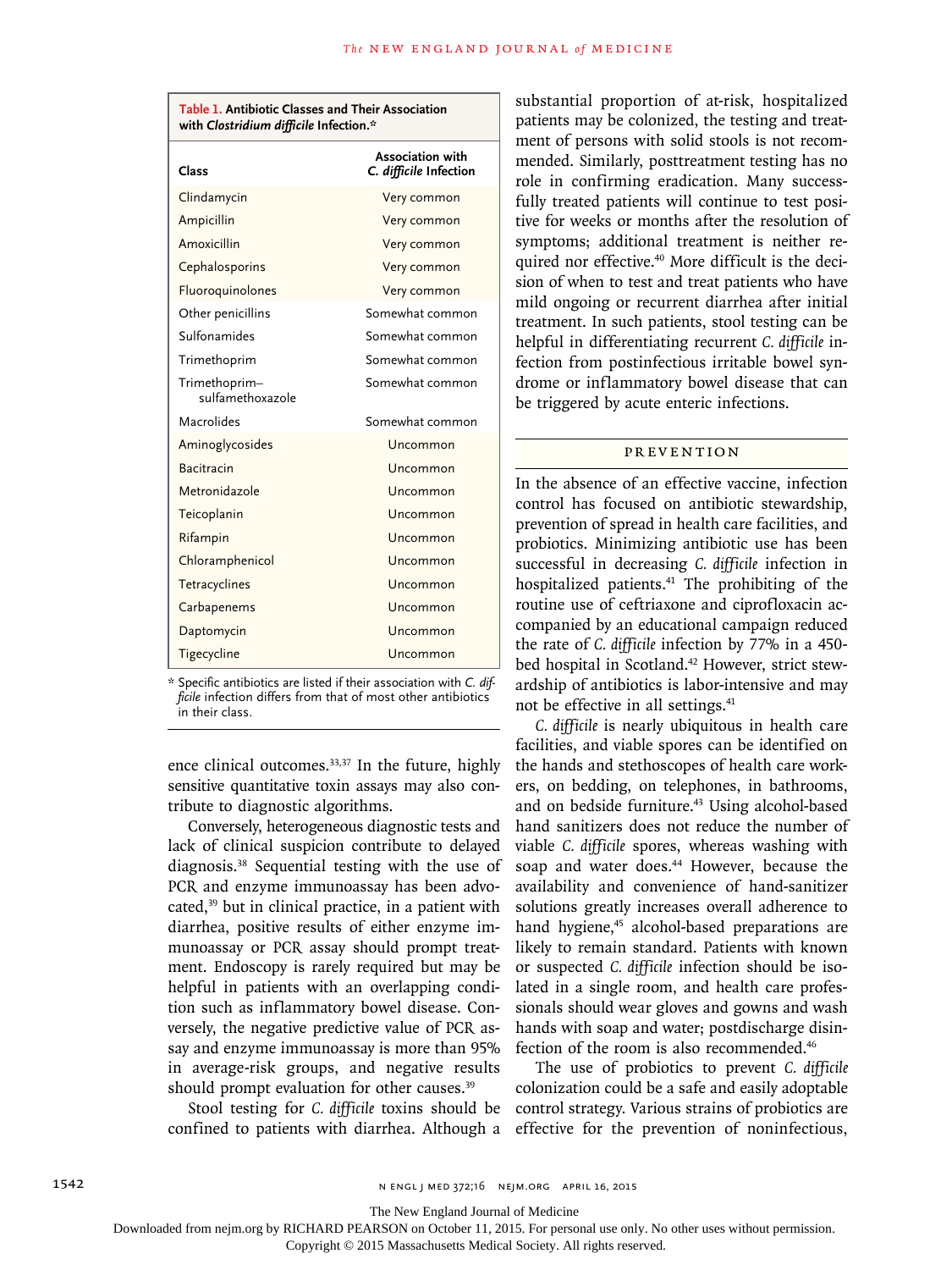**Table 1. Antibiotic Classes and Their Association with *Clostridium difficile* Infection.***

| Class | Association with *C. difficile* Infection |
|---|---|
| Clindamycin | Very common |
| Ampicillin | Very common |
| Amoxicillin | Very common |
| Cephalosporins | Very common |
| Fluoroquinolones | Very common |
| Other penicillins | Somewhat common |
| Sulfonamides | Somewhat common |
| Trimethoprim | Somewhat common |
| Trimethoprim–sulfamethoxazole | Somewhat common |
| Macrolides | Somewhat common |
| Aminoglycosides | Uncommon |
| Bacitracin | Uncommon |
| Metronidazole | Uncommon |
| Teicoplanin | Uncommon |
| Rifampin | Uncommon |
| Chloramphenicol | Uncommon |
| Tetracyclines | Uncommon |
| Carbapenems | Uncommon |
| Daptomycin | Uncommon |
| Tigecycline | Uncommon |

\* Specific antibiotics are listed if their association with *C. difficile* infection differs from that of most other antibiotics in their class.

ence clinical outcomes.[33,37] In the future, highly sensitive quantitative toxin assays may also contribute to diagnostic algorithms.

Conversely, heterogeneous diagnostic tests and lack of clinical suspicion contribute to delayed diagnosis.[38] Sequential testing with the use of PCR and enzyme immunoassay has been advocated,[39] but in clinical practice, in a patient with diarrhea, positive results of either enzyme immunoassay or PCR assay should prompt treatment. Endoscopy is rarely required but may be helpful in patients with an overlapping condition such as inflammatory bowel disease. Conversely, the negative predictive value of PCR assay and enzyme immunoassay is more than 95% in average-risk groups, and negative results should prompt evaluation for other causes.[39]

Stool testing for *C. difficile* toxins should be confined to patients with diarrhea. Although a substantial proportion of at-risk, hospitalized patients may be colonized, the testing and treatment of persons with solid stools is not recommended. Similarly, posttreatment testing has no role in confirming eradication. Many successfully treated patients will continue to test positive for weeks or months after the resolution of symptoms; additional treatment is neither required nor effective.[40] More difficult is the decision of when to test and treat patients who have mild ongoing or recurrent diarrhea after initial treatment. In such patients, stool testing can be helpful in differentiating recurrent *C. difficile* infection from postinfectious irritable bowel syndrome or inflammatory bowel disease that can be triggered by acute enteric infections.

## PREVENTION

In the absence of an effective vaccine, infection control has focused on antibiotic stewardship, prevention of spread in health care facilities, and probiotics. Minimizing antibiotic use has been successful in decreasing *C. difficile* infection in hospitalized patients.[41] The prohibiting of the routine use of ceftriaxone and ciprofloxacin accompanied by an educational campaign reduced the rate of *C. difficile* infection by 77% in a 450-bed hospital in Scotland.[42] However, strict stewardship of antibiotics is labor-intensive and may not be effective in all settings.[41]

*C. difficile* is nearly ubiquitous in health care facilities, and viable spores can be identified on the hands and stethoscopes of health care workers, on bedding, on telephones, in bathrooms, and on bedside furniture.[43] Using alcohol-based hand sanitizers does not reduce the number of viable *C. difficile* spores, whereas washing with soap and water does.[44] However, because the availability and convenience of hand-sanitizer solutions greatly increases overall adherence to hand hygiene,[45] alcohol-based preparations are likely to remain standard. Patients with known or suspected *C. difficile* infection should be isolated in a single room, and health care professionals should wear gloves and gowns and wash hands with soap and water; postdischarge disinfection of the room is also recommended.[46]

The use of probiotics to prevent *C. difficile* colonization could be a safe and easily adoptable control strategy. Various strains of probiotics are effective for the prevention of noninfectious,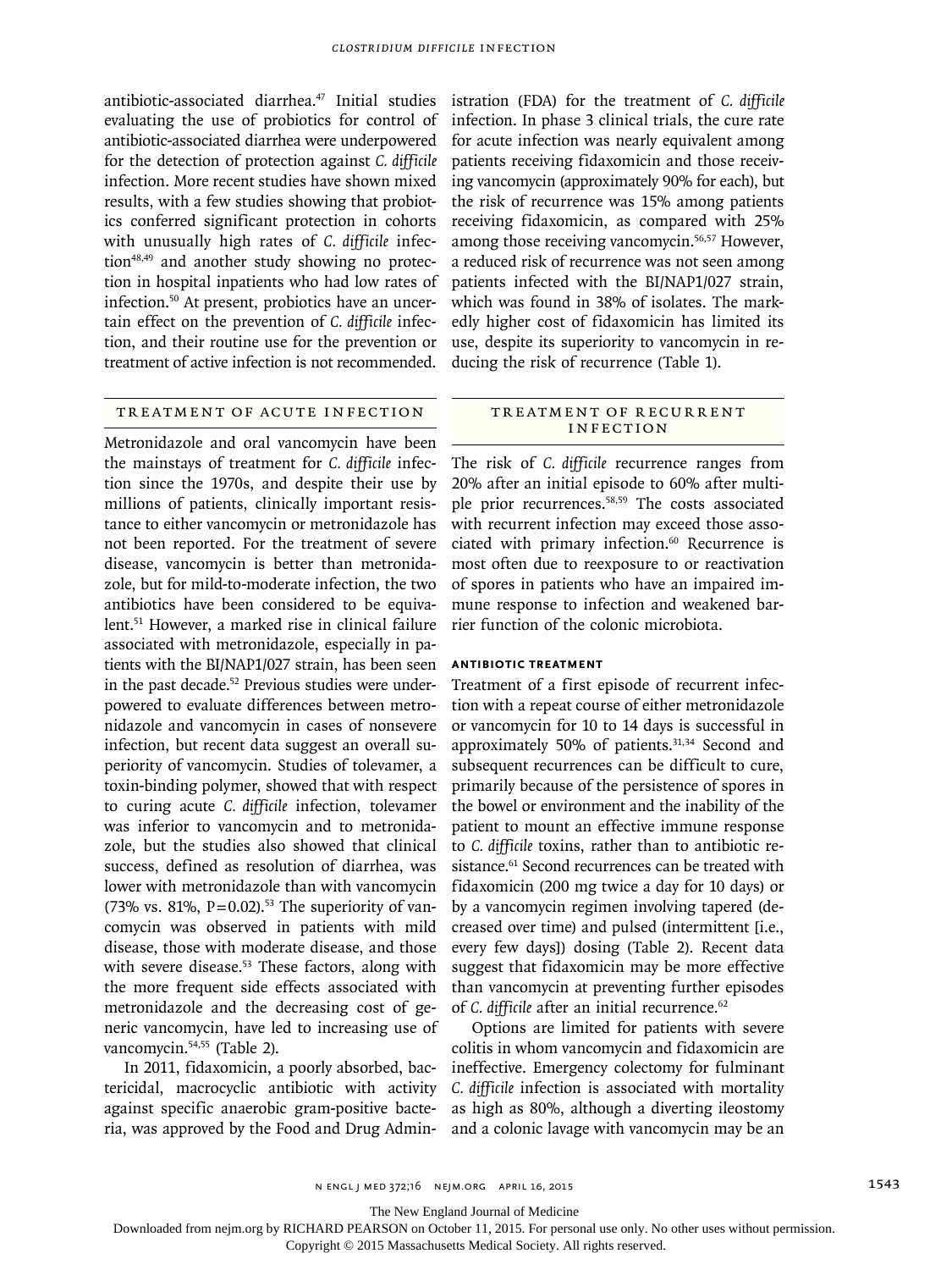antibiotic-associated diarrhea.[47] Initial studies evaluating the use of probiotics for control of antibiotic-associated diarrhea were underpowered for the detection of protection against *C. difficile* infection. More recent studies have shown mixed results, with a few studies showing that probiotics conferred significant protection in cohorts with unusually high rates of *C. difficile* infection[48,49] and another study showing no protection in hospital inpatients who had low rates of infection.[50] At present, probiotics have an uncertain effect on the prevention of *C. difficile* infection, and their routine use for the prevention or treatment of active infection is not recommended.

## TREATMENT OF ACUTE INFECTION

Metronidazole and oral vancomycin have been the mainstays of treatment for *C. difficile* infection since the 1970s, and despite their use by millions of patients, clinically important resistance to either vancomycin or metronidazole has not been reported. For the treatment of severe disease, vancomycin is better than metronidazole, but for mild-to-moderate infection, the two antibiotics have been considered to be equivalent.[51] However, a marked rise in clinical failure associated with metronidazole, especially in patients with the BI/NAP1/027 strain, has been seen in the past decade.[52] Previous studies were underpowered to evaluate differences between metronidazole and vancomycin in cases of nonsevere infection, but recent data suggest an overall superiority of vancomycin. Studies of tolevamer, a toxin-binding polymer, showed that with respect to curing acute *C. difficile* infection, tolevamer was inferior to vancomycin and to metronidazole, but the studies also showed that clinical success, defined as resolution of diarrhea, was lower with metronidazole than with vancomycin (73% vs. 81%, P=0.02).[53] The superiority of vancomycin was observed in patients with mild disease, those with moderate disease, and those with severe disease.[53] These factors, along with the more frequent side effects associated with metronidazole and the decreasing cost of generic vancomycin, have led to increasing use of vancomycin.[54,55] (Table 2).

In 2011, fidaxomicin, a poorly absorbed, bactericidal, macrocyclic antibiotic with activity against specific anaerobic gram-positive bacteria, was approved by the Food and Drug Administration (FDA) for the treatment of *C. difficile* infection. In phase 3 clinical trials, the cure rate for acute infection was nearly equivalent among patients receiving fidaxomicin and those receiving vancomycin (approximately 90% for each), but the risk of recurrence was 15% among patients receiving fidaxomicin, as compared with 25% among those receiving vancomycin.[56,57] However, a reduced risk of recurrence was not seen among patients infected with the BI/NAP1/027 strain, which was found in 38% of isolates. The markedly higher cost of fidaxomicin has limited its use, despite its superiority to vancomycin in reducing the risk of recurrence (Table 1).

## TREATMENT OF RECURRENT INFECTION

The risk of *C. difficile* recurrence ranges from 20% after an initial episode to 60% after multiple prior recurrences.[58,59] The costs associated with recurrent infection may exceed those associated with primary infection.[60] Recurrence is most often due to reexposure to or reactivation of spores in patients who have an impaired immune response to infection and weakened barrier function of the colonic microbiota.

### ANTIBIOTIC TREATMENT

Treatment of a first episode of recurrent infection with a repeat course of either metronidazole or vancomycin for 10 to 14 days is successful in approximately 50% of patients.[31,34] Second and subsequent recurrences can be difficult to cure, primarily because of the persistence of spores in the bowel or environment and the inability of the patient to mount an effective immune response to *C. difficile* toxins, rather than to antibiotic resistance.[61] Second recurrences can be treated with fidaxomicin (200 mg twice a day for 10 days) or by a vancomycin regimen involving tapered (decreased over time) and pulsed (intermittent [i.e., every few days]) dosing (Table 2). Recent data suggest that fidaxomicin may be more effective than vancomycin at preventing further episodes of *C. difficile* after an initial recurrence.[62]

Options are limited for patients with severe colitis in whom vancomycin and fidaxomicin are ineffective. Emergency colectomy for fulminant *C. difficile* infection is associated with mortality as high as 80%, although a diverting ileostomy and a colonic lavage with vancomycin may be an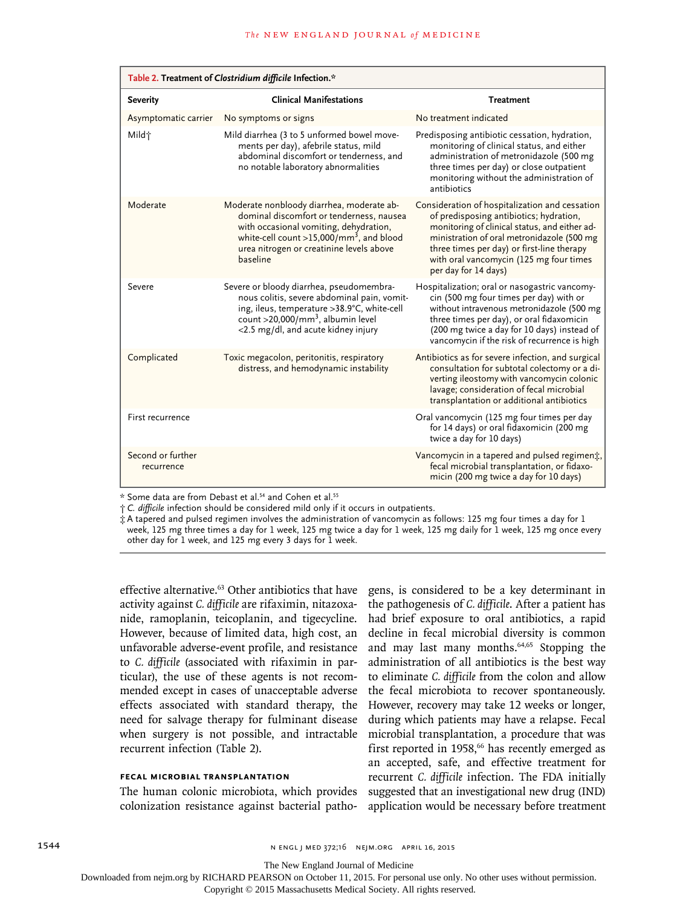**Table 2. Treatment of *Clostridium difficile* Infection.***

| Severity | Clinical Manifestations | Treatment |
|---|---|---|
| Asymptomatic carrier | No symptoms or signs | No treatment indicated |
| Mild† | Mild diarrhea (3 to 5 unformed bowel movements per day), afebrile status, mild abdominal discomfort or tenderness, and no notable laboratory abnormalities | Predisposing antibiotic cessation, hydration, monitoring of clinical status, and either administration of metronidazole (500 mg three times per day) or close outpatient monitoring without the administration of antibiotics |
| Moderate | Moderate nonbloody diarrhea, moderate abdominal discomfort or tenderness, nausea with occasional vomiting, dehydration, white-cell count >15,000/mm$^3$, and blood urea nitrogen or creatinine levels above baseline | Consideration of hospitalization and cessation of predisposing antibiotics; hydration, monitoring of clinical status, and either administration of oral metronidazole (500 mg three times per day) or first-line therapy with oral vancomycin (125 mg four times per day for 14 days) |
| Severe | Severe or bloody diarrhea, pseudomembranous colitis, severe abdominal pain, vomiting, ileus, temperature >38.9°C, white-cell count >20,000/mm$^3$, albumin level <2.5 mg/dl, and acute kidney injury | Hospitalization; oral or nasogastric vancomycin (500 mg four times per day) with or without intravenous metronidazole (500 mg three times per day), or oral fidaxomicin (200 mg twice a day for 10 days) instead of vancomycin if the risk of recurrence is high |
| Complicated | Toxic megacolon, peritonitis, respiratory distress, and hemodynamic instability | Antibiotics as for severe infection, and surgical consultation for subtotal colectomy or a diverting ileostomy with vancomycin colonic lavage; consideration of fecal microbial transplantation or additional antibiotics |
| First recurrence | | Oral vancomycin (125 mg four times per day for 14 days) or oral fidaxomicin (200 mg twice a day for 10 days) |
| Second or further recurrence | | Vancomycin in a tapered and pulsed regimen‡, fecal microbial transplantation, or fidaxomicin (200 mg twice a day for 10 days) |

\* Some data are from Debast et al.[54] and Cohen et al.[55]

† *C. difficile* infection should be considered mild only if it occurs in outpatients.

‡ A tapered and pulsed regimen involves the administration of vancomycin as follows: 125 mg four times a day for 1 week, 125 mg three times a day for 1 week, 125 mg twice a day for 1 week, 125 mg daily for 1 week, 125 mg once every other day for 1 week, and 125 mg every 3 days for 1 week.

effective alternative.[63] Other antibiotics that have activity against *C. difficile* are rifaximin, nitazoxanide, ramoplanin, teicoplanin, and tigecycline. However, because of limited data, high cost, an unfavorable adverse-event profile, and resistance to *C. difficile* (associated with rifaximin in particular), the use of these agents is not recommended except in cases of unacceptable adverse effects associated with standard therapy, the need for salvage therapy for fulminant disease when surgery is not possible, and intractable recurrent infection (Table 2).

### FECAL MICROBIAL TRANSPLANTATION

The human colonic microbiota, which provides colonization resistance against bacterial pathogens, is considered to be a key determinant in the pathogenesis of *C. difficile*. After a patient has had brief exposure to oral antibiotics, a rapid decline in fecal microbial diversity is common and may last many months.[64,65] Stopping the administration of all antibiotics is the best way to eliminate *C. difficile* from the colon and allow the fecal microbiota to recover spontaneously. However, recovery may take 12 weeks or longer, during which patients may have a relapse. Fecal microbial transplantation, a procedure that was first reported in 1958,[66] has recently emerged as an accepted, safe, and effective treatment for recurrent *C. difficile* infection. The FDA initially suggested that an investigational new drug (IND) application would be necessary before treatment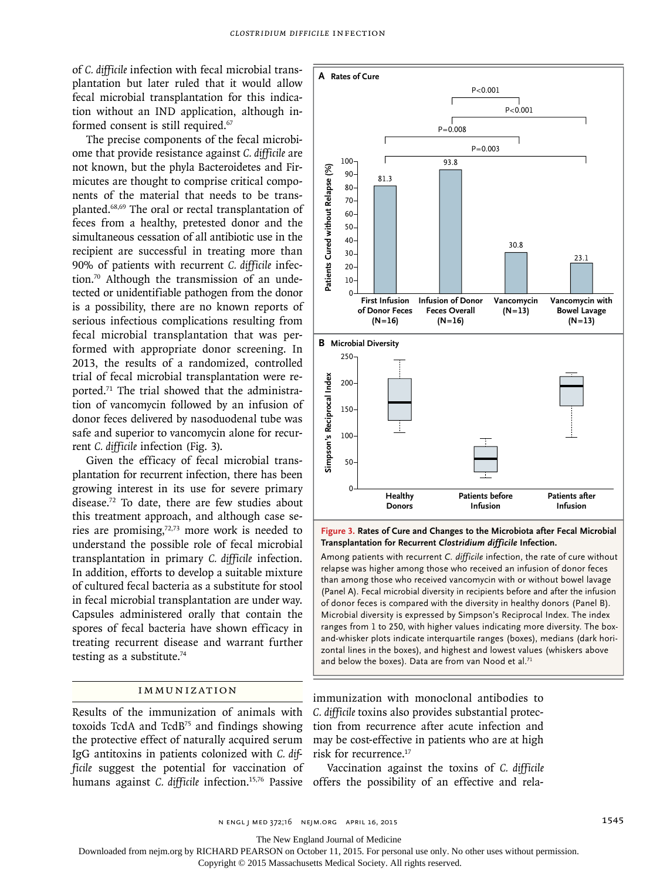of *C. difficile* infection with fecal microbial transplantation but later ruled that it would allow fecal microbial transplantation for this indication without an IND application, although informed consent is still required.[67]

The precise components of the fecal microbiome that provide resistance against *C. difficile* are not known, but the phyla Bacteroidetes and Firmicutes are thought to comprise critical components of the material that needs to be transplanted.[68,69] The oral or rectal transplantation of feces from a healthy, pretested donor and the simultaneous cessation of all antibiotic use in the recipient are successful in treating more than 90% of patients with recurrent *C. difficile* infection.[70] Although the transmission of an undetected or unidentifiable pathogen from the donor is a possibility, there are no known reports of serious infectious complications resulting from fecal microbial transplantation that was performed with appropriate donor screening. In 2013, the results of a randomized, controlled trial of fecal microbial transplantation were reported.[71] The trial showed that the administration of vancomycin followed by an infusion of donor feces delivered by nasoduodenal tube was safe and superior to vancomycin alone for recurrent *C. difficile* infection (Fig. 3).

Given the efficacy of fecal microbial transplantation for recurrent infection, there has been growing interest in its use for severe primary disease.[72] To date, there are few studies about this treatment approach, and although case series are promising,[72,73] more work is needed to understand the possible role of fecal microbial transplantation in primary *C. difficile* infection. In addition, efforts to develop a suitable mixture of cultured fecal bacteria as a substitute for stool in fecal microbial transplantation are under way. Capsules administered orally that contain the spores of fecal bacteria have shown efficacy in treating recurrent disease and warrant further testing as a substitute.[74]

**A Rates of Cure**

| Group | Patients Cured without Relapse (%) |
|---|---|
| First Infusion of Donor Feces (N=16) | 81.3 |
| Infusion of Donor Feces Overall (N=16) | 93.8 |
| Vancomycin (N=13) | 30.8 |
| Vancomycin with Bowel Lavage (N=13) | 23.1 |

P values: Infusion overall vs. Vancomycin, P<0.001; Infusion overall vs. Vancomycin with Bowel Lavage, P<0.001; First Infusion vs. Vancomycin, P=0.008; First Infusion vs. Vancomycin with Bowel Lavage, P=0.003.

**B Microbial Diversity**

Simpson's Reciprocal Index: Healthy Donors; Patients before Infusion; Patients after Infusion.

**Figure 3. Rates of Cure and Changes to the Microbiota after Fecal Microbial Transplantation for Recurrent *Clostridium difficile* Infection.**

Among patients with recurrent *C. difficile* infection, the rate of cure without relapse was higher among those who received an infusion of donor feces than among those who received vancomycin with or without bowel lavage (Panel A). Fecal microbial diversity in recipients before and after the infusion of donor feces is compared with the diversity in healthy donors (Panel B). Microbial diversity is expressed by Simpson's Reciprocal Index. The index ranges from 1 to 250, with higher values indicating more diversity. The box-and-whisker plots indicate interquartile ranges (boxes), medians (dark horizontal lines in the boxes), and highest and lowest values (whiskers above and below the boxes). Data are from van Nood et al.[71]

## IMMUNIZATION

Results of the immunization of animals with toxoids TcdA and TcdB[75] and findings showing the protective effect of naturally acquired serum IgG antitoxins in patients colonized with *C. difficile* suggest the potential for vaccination of humans against *C. difficile* infection.[15,76] Passive immunization with monoclonal antibodies to *C. difficile* toxins also provides substantial protection against recurrence after acute infection and may be cost-effective in patients who are at high risk for recurrence.[17]

Vaccination against the toxins of *C. difficile* offers the possibility of an effective and rela-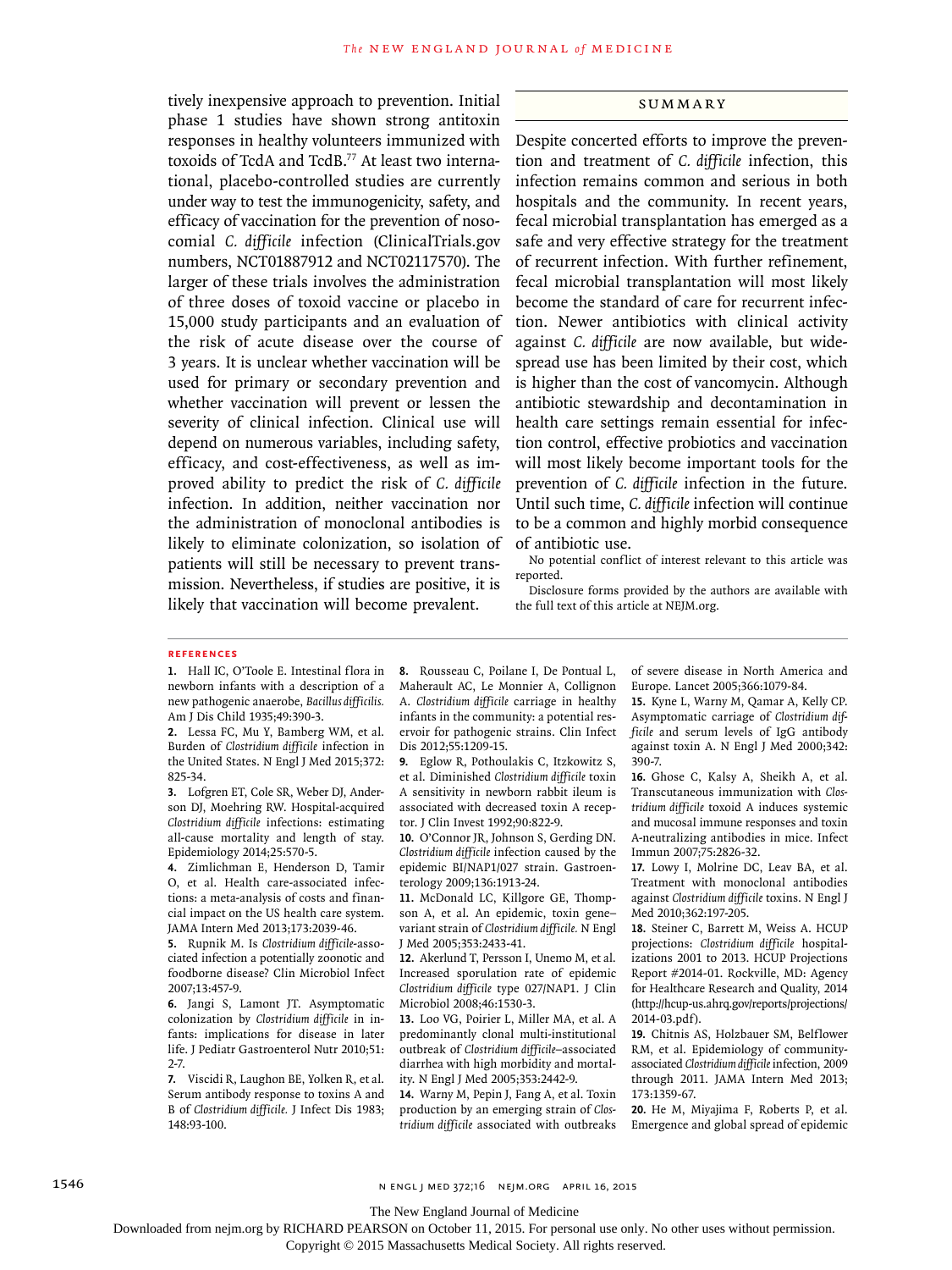tively inexpensive approach to prevention. Initial phase 1 studies have shown strong antitoxin responses in healthy volunteers immunized with toxoids of TcdA and TcdB.[77] At least two international, placebo-controlled studies are currently under way to test the immunogenicity, safety, and efficacy of vaccination for the prevention of nosocomial *C. difficile* infection (ClinicalTrials.gov numbers, NCT01887912 and NCT02117570). The larger of these trials involves the administration of three doses of toxoid vaccine or placebo in 15,000 study participants and an evaluation of the risk of acute disease over the course of 3 years. It is unclear whether vaccination will be used for primary or secondary prevention and whether vaccination will prevent or lessen the severity of clinical infection. Clinical use will depend on numerous variables, including safety, efficacy, and cost-effectiveness, as well as improved ability to predict the risk of *C. difficile* infection. In addition, neither vaccination nor the administration of monoclonal antibodies is likely to eliminate colonization, so isolation of patients will still be necessary to prevent transmission. Nevertheless, if studies are positive, it is likely that vaccination will become prevalent.

## SUMMARY

Despite concerted efforts to improve the prevention and treatment of *C. difficile* infection, this infection remains common and serious in both hospitals and the community. In recent years, fecal microbial transplantation has emerged as a safe and very effective strategy for the treatment of recurrent infection. With further refinement, fecal microbial transplantation will most likely become the standard of care for recurrent infection. Newer antibiotics with clinical activity against *C. difficile* are now available, but widespread use has been limited by their cost, which is higher than the cost of vancomycin. Although antibiotic stewardship and decontamination in health care settings remain essential for infection control, effective probiotics and vaccination will most likely become important tools for the prevention of *C. difficile* infection in the future. Until such time, *C. difficile* infection will continue to be a common and highly morbid consequence of antibiotic use.

No potential conflict of interest relevant to this article was reported.

Disclosure forms provided by the authors are available with the full text of this article at NEJM.org.

## REFERENCES

1. Hall IC, O'Toole E. Intestinal flora in newborn infants with a description of a new pathogenic anaerobe, *Bacillus difficilis.* Am J Dis Child 1935;49:390-3.
2. Lessa FC, Mu Y, Bamberg WM, et al. Burden of *Clostridium difficile* infection in the United States. N Engl J Med 2015;372:825-34.
3. Lofgren ET, Cole SR, Weber DJ, Anderson DJ, Moehring RW. Hospital-acquired *Clostridium difficile* infections: estimating all-cause mortality and length of stay. Epidemiology 2014;25:570-5.
4. Zimlichman E, Henderson D, Tamir O, et al. Health care-associated infections: a meta-analysis of costs and financial impact on the US health care system. JAMA Intern Med 2013;173:2039-46.
5. Rupnik M. Is *Clostridium difficile*-associated infection a potentially zoonotic and foodborne disease? Clin Microbiol Infect 2007;13:457-9.
6. Jangi S, Lamont JT. Asymptomatic colonization by *Clostridium difficile* in infants: implications for disease in later life. J Pediatr Gastroenterol Nutr 2010;51:2-7.
7. Viscidi R, Laughon BE, Yolken R, et al. Serum antibody response to toxins A and B of *Clostridium difficile.* J Infect Dis 1983;148:93-100.
8. Rousseau C, Poilane I, De Pontual L, Maherault AC, Le Monnier A, Collignon A. *Clostridium difficile* carriage in healthy infants in the community: a potential reservoir for pathogenic strains. Clin Infect Dis 2012;55:1209-15.
9. Eglow R, Pothoulakis C, Itzkowitz S, et al. Diminished *Clostridium difficile* toxin A sensitivity in newborn rabbit ileum is associated with decreased toxin A receptor. J Clin Invest 1992;90:822-9.
10. O'Connor JR, Johnson S, Gerding DN. *Clostridium difficile* infection caused by the epidemic BI/NAP1/027 strain. Gastroenterology 2009;136:1913-24.
11. McDonald LC, Killgore GE, Thompson A, et al. An epidemic, toxin gene–variant strain of *Clostridium difficile.* N Engl J Med 2005;353:2433-41.
12. Akerlund T, Persson I, Unemo M, et al. Increased sporulation rate of epidemic *Clostridium difficile* type 027/NAP1. J Clin Microbiol 2008;46:1530-3.
13. Loo VG, Poirier L, Miller MA, et al. A predominantly clonal multi-institutional outbreak of *Clostridium difficile*–associated diarrhea with high morbidity and mortality. N Engl J Med 2005;353:2442-9.
14. Warny M, Pepin J, Fang A, et al. Toxin production by an emerging strain of *Clostridium difficile* associated with outbreaks of severe disease in North America and Europe. Lancet 2005;366:1079-84.
15. Kyne L, Warny M, Qamar A, Kelly CP. Asymptomatic carriage of *Clostridium difficile* and serum levels of IgG antibody against toxin A. N Engl J Med 2000;342:390-7.
16. Ghose C, Kalsy A, Sheikh A, et al. Transcutaneous immunization with *Clostridium difficile* toxoid A induces systemic and mucosal immune responses and toxin A-neutralizing antibodies in mice. Infect Immun 2007;75:2826-32.
17. Lowy I, Molrine DC, Leav BA, et al. Treatment with monoclonal antibodies against *Clostridium difficile* toxins. N Engl J Med 2010;362:197-205.
18. Steiner C, Barrett M, Weiss A. HCUP projections: *Clostridium difficile* hospitalizations 2001 to 2013. HCUP Projections Report #2014-01. Rockville, MD: Agency for Healthcare Research and Quality, 2014 (http://hcup-us.ahrq.gov/reports/projections/2014-03.pdf).
19. Chitnis AS, Holzbauer SM, Belflower RM, et al. Epidemiology of community-associated *Clostridium difficile* infection, 2009 through 2011. JAMA Intern Med 2013;173:1359-67.
20. He M, Miyajima F, Roberts P, et al. Emergence and global spread of epidemic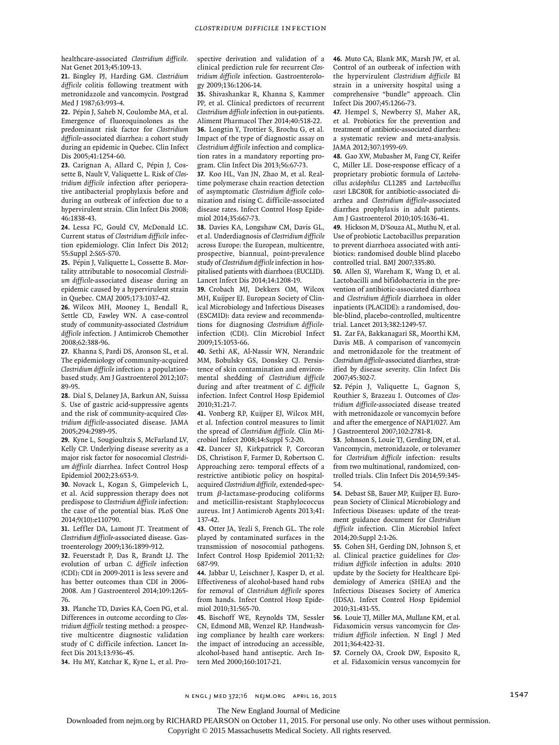healthcare-associated *Clostridium difficile.* Nat Genet 2013;45:109-13.

**21.** Bingley PJ, Harding GM. *Clostridium difficile* colitis following treatment with metronidazole and vancomycin. Postgrad Med J 1987;63:993-4.

**22.** Pépin J, Saheb N, Coulombe MA, et al. Emergence of fluoroquinolones as the predominant risk factor for *Clostridium difficile*-associated diarrhea: a cohort study during an epidemic in Quebec. Clin Infect Dis 2005;41:1254-60.

**23.** Carignan A, Allard C, Pépin J, Cossette B, Nault V, Valiquette L. Risk of *Clostridium difficile* infection after perioperative antibacterial prophylaxis before and during an outbreak of infection due to a hypervirulent strain. Clin Infect Dis 2008; 46:1838-43.

**24.** Lessa FC, Gould CV, McDonald LC. Current status of *Clostridium difficile* infection epidemiology. Clin Infect Dis 2012; 55:Suppl 2:S65-S70.

**25.** Pépin J, Valiquette L, Cossette B. Mortality attributable to nosocomial *Clostridium difficile*-associated disease during an epidemic caused by a hypervirulent strain in Quebec. CMAJ 2005;173:1037-42.

**26.** Wilcox MH, Mooney L, Bendall R, Settle CD, Fawley WN. A case-control study of community-associated *Clostridium difficile* infection. J Antimicrob Chemother 2008;62:388-96.

**27.** Khanna S, Pardi DS, Aronson SL, et al. The epidemiology of community-acquired *Clostridium difficile* infection: a population-based study. Am J Gastroenterol 2012;107: 89-95.

**28.** Dial S, Delaney JA, Barkun AN, Suissa S. Use of gastric acid-suppressive agents and the risk of community-acquired *Clostridium difficile*-associated disease. JAMA 2005;294:2989-95.

**29.** Kyne L, Sougioultzis S, McFarland LV, Kelly CP. Underlying disease severity as a major risk factor for nosocomial *Clostridium difficile* diarrhea. Infect Control Hosp Epidemiol 2002;23:653-9.

**30.** Novack L, Kogan S, Gimpelevich L, et al. Acid suppression therapy does not predispose to *Clostridium difficile* infection: the case of the potential bias. PLoS One 2014;9(10):e110790.

**31.** Leffler DA, Lamont JT. Treatment of *Clostridium difficile*-associated disease. Gastroenterology 2009;136:1899-912.

**32.** Feuerstadt P, Das R, Brandt LJ. The evolution of urban *C. difficile* infection (CDI): CDI in 2009-2011 is less severe and has better outcomes than CDI in 2006-2008. Am J Gastroenterol 2014;109:1265-76.

**33.** Planche TD, Davies KA, Coen PG, et al. Differences in outcome according to *Clostridium difficile* testing method: a prospective multicentre diagnostic validation study of C difficile infection. Lancet Infect Dis 2013;13:936-45.

**34.** Hu MY, Katchar K, Kyne L, et al. Prospective derivation and validation of a clinical prediction rule for recurrent *Clostridium difficile* infection. Gastroenterology 2009;136:1206-14.

**35.** Shivashankar R, Khanna S, Kammer PP, et al. Clinical predictors of recurrent *Clostridium difficile* infection in out-patients. Aliment Pharmacol Ther 2014;40:518-22.

**36.** Longtin Y, Trottier S, Brochu G, et al. Impact of the type of diagnostic assay on *Clostridium difficile* infection and complication rates in a mandatory reporting program. Clin Infect Dis 2013;56:67-73.

**37.** Koo HL, Van JN, Zhao M, et al. Real-time polymerase chain reaction detection of asymptomatic *Clostridium difficile* colonization and rising C. difficile-associated disease rates. Infect Control Hosp Epidemiol 2014;35:667-73.

**38.** Davies KA, Longshaw CM, Davis GL, et al. Underdiagnosis of *Clostridium difficile* across Europe: the European, multicentre, prospective, biannual, point-prevalence study of *Clostridium difficile* infection in hospitalised patients with diarrhoea (EUCLID). Lancet Infect Dis 2014;14:1208-19.

**39.** Crobach MJ, Dekkers OM, Wilcox MH, Kuijper EJ. European Society of Clinical Microbiology and Infectious Diseases (ESCMID): data review and recommendations for diagnosing *Clostridium difficile*-infection (CDI). Clin Microbiol Infect 2009;15:1053-66.

**40.** Sethi AK, Al-Nassir WN, Nerandzic MM, Bobulsky GS, Donskey CJ. Persistence of skin contamination and environmental shedding of *Clostridium difficile* during and after treatment of *C. difficile* infection. Infect Control Hosp Epidemiol 2010;31:21-7.

**41.** Vonberg RP, Kuijper EJ, Wilcox MH, et al. Infection control measures to limit the spread of *Clostridium difficile.* Clin Microbiol Infect 2008;14:Suppl 5:2-20.

**42.** Dancer SJ, Kirkpatrick P, Corcoran DS, Christison F, Farmer D, Robertson C. Approaching zero: temporal effects of a restrictive antibiotic policy on hospital-acquired *Clostridium difficile*, extended-spectrum $\beta$-lactamase-producing coliforms and meticillin-resistant Staphylococcus aureus. Int J Antimicrob Agents 2013;41: 137-42.

**43.** Otter JA, Yezli S, French GL. The role played by contaminated surfaces in the transmission of nosocomial pathogens. Infect Control Hosp Epidemiol 2011;32: 687-99.

**44.** Jabbar U, Leischner J, Kasper D, et al. Effectiveness of alcohol-based hand rubs for removal of *Clostridium difficile* spores from hands. Infect Control Hosp Epidemiol 2010;31:565-70.

**45.** Bischoff WE, Reynolds TM, Sessler CN, Edmond MB, Wenzel RP. Handwashing compliance by health care workers: the impact of introducing an accessible, alcohol-based hand antiseptic. Arch Intern Med 2000;160:1017-21.

**46.** Muto CA, Blank MK, Marsh JW, et al. Control of an outbreak of infection with the hypervirulent *Clostridium difficile* BI strain in a university hospital using a comprehensive "bundle" approach. Clin Infect Dis 2007;45:1266-73.

**47.** Hempel S, Newberry SJ, Maher AR, et al. Probiotics for the prevention and treatment of antibiotic-associated diarrhea: a systematic review and meta-analysis. JAMA 2012;307:1959-69.

**48.** Gao XW, Mubasher M, Fang CY, Reifer C, Miller LE. Dose-response efficacy of a proprietary probiotic formula of *Lactobacillus acidophilus* CL1285 and *Lactobacillus casei* LBC80R for antibiotic-associated diarrhea and *Clostridium difficile*-associated diarrhea prophylaxis in adult patients. Am J Gastroenterol 2010;105:1636-41.

**49.** Hickson M, D'Souza AL, Muthu N, et al. Use of probiotic Lactobacillus preparation to prevent diarrhoea associated with antibiotics: randomised double blind placebo controlled trial. BMJ 2007;335:80.

**50.** Allen SJ, Wareham K, Wang D, et al. Lactobacilli and bifidobacteria in the prevention of antibiotic-associated diarrhoea and *Clostridium difficile* diarrhoea in older inpatients (PLACIDE): a randomised, double-blind, placebo-controlled, multicentre trial. Lancet 2013;382:1249-57.

**51.** Zar FA, Bakkanagari SR, Moorthi KM, Davis MB. A comparison of vancomycin and metronidazole for the treatment of *Clostridium difficile*-associated diarrhea, stratified by disease severity. Clin Infect Dis 2007;45:302-7.

**52.** Pépin J, Valiquette L, Gagnon S, Routhier S, Brazeau I. Outcomes of *Clostridium difficile*-associated disease treated with metronidazole or vancomycin before and after the emergence of NAP1/027. Am J Gastroenterol 2007;102:2781-8.

**53.** Johnson S, Louie TJ, Gerding DN, et al. Vancomycin, metronidazole, or tolevamer for *Clostridium difficile* infection: results from two multinational, randomized, controlled trials. Clin Infect Dis 2014;59:345-54.

**54.** Debast SB, Bauer MP, Kuijper EJ. European Society of Clinical Microbiology and Infectious Diseases: update of the treatment guidance document for *Clostridium difficile* infection. Clin Microbiol Infect 2014;20:Suppl 2:1-26.

**55.** Cohen SH, Gerding DN, Johnson S, et al. Clinical practice guidelines for *Clostridium difficile* infection in adults: 2010 update by the Society for Healthcare Epidemiology of America (SHEA) and the Infectious Diseases Society of America (IDSA). Infect Control Hosp Epidemiol 2010;31:431-55.

**56.** Louie TJ, Miller MA, Mullane KM, et al. Fidaxomicin versus vancomycin for *Clostridium difficile* infection. N Engl J Med 2011;364:422-31.

**57.** Cornely OA, Crook DW, Esposito R, et al. Fidaxomicin versus vancomycin for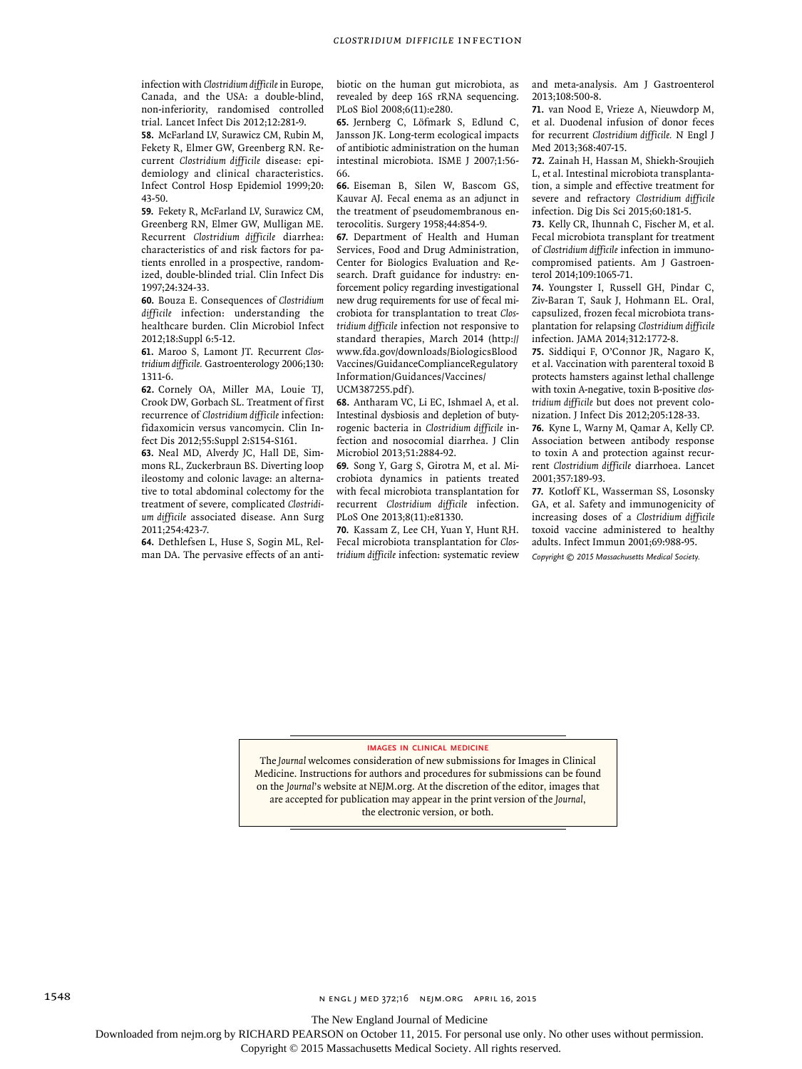infection with *Clostridium difficile* in Europe, Canada, and the USA: a double-blind, non-inferiority, randomised controlled trial. Lancet Infect Dis 2012;12:281-9.

**58.** McFarland LV, Surawicz CM, Rubin M, Fekety R, Elmer GW, Greenberg RN. Recurrent *Clostridium difficile* disease: epidemiology and clinical characteristics. Infect Control Hosp Epidemiol 1999;20:43-50.

**59.** Fekety R, McFarland LV, Surawicz CM, Greenberg RN, Elmer GW, Mulligan ME. Recurrent *Clostridium difficile* diarrhea: characteristics of and risk factors for patients enrolled in a prospective, randomized, double-blinded trial. Clin Infect Dis 1997;24:324-33.

**60.** Bouza E. Consequences of *Clostridium difficile* infection: understanding the healthcare burden. Clin Microbiol Infect 2012;18:Suppl 6:5-12.

**61.** Maroo S, Lamont JT. Recurrent *Clostridium difficile.* Gastroenterology 2006;130:1311-6.

**62.** Cornely OA, Miller MA, Louie TJ, Crook DW, Gorbach SL. Treatment of first recurrence of *Clostridium difficile* infection: fidaxomicin versus vancomycin. Clin Infect Dis 2012;55:Suppl 2:S154-S161.

**63.** Neal MD, Alverdy JC, Hall DE, Simmons RL, Zuckerbraun BS. Diverting loop ileostomy and colonic lavage: an alternative to total abdominal colectomy for the treatment of severe, complicated *Clostridium difficile* associated disease. Ann Surg 2011;254:423-7.

**64.** Dethlefsen L, Huse S, Sogin ML, Relman DA. The pervasive effects of an antibiotic on the human gut microbiota, as revealed by deep 16S rRNA sequencing. PLoS Biol 2008;6(11):e280.

**65.** Jernberg C, Löfmark S, Edlund C, Jansson JK. Long-term ecological impacts of antibiotic administration on the human intestinal microbiota. ISME J 2007;1:56-66.

**66.** Eiseman B, Silen W, Bascom GS, Kauvar AJ. Fecal enema as an adjunct in the treatment of pseudomembranous enterocolitis. Surgery 1958;44:854-9.

**67.** Department of Health and Human Services, Food and Drug Administration, Center for Biologics Evaluation and Research. Draft guidance for industry: enforcement policy regarding investigational new drug requirements for use of fecal microbiota for transplantation to treat *Clostridium difficile* infection not responsive to standard therapies, March 2014 (http://www.fda.gov/downloads/BiologicsBloodVaccines/GuidanceComplianceRegulatoryInformation/Guidances/Vaccines/UCM387255.pdf).

**68.** Antharam VC, Li EC, Ishmael A, et al. Intestinal dysbiosis and depletion of butyrogenic bacteria in *Clostridium difficile* infection and nosocomial diarrhea. J Clin Microbiol 2013;51:2884-92.

**69.** Song Y, Garg S, Girotra M, et al. Microbiota dynamics in patients treated with fecal microbiota transplantation for recurrent *Clostridium difficile* infection. PLoS One 2013;8(11):e81330.

**70.** Kassam Z, Lee CH, Yuan Y, Hunt RH. Fecal microbiota transplantation for *Clostridium difficile* infection: systematic review and meta-analysis. Am J Gastroenterol 2013;108:500-8.

**71.** van Nood E, Vrieze A, Nieuwdorp M, et al. Duodenal infusion of donor feces for recurrent *Clostridium difficile.* N Engl J Med 2013;368:407-15.

**72.** Zainah H, Hassan M, Shiekh-Sroujieh L, et al. Intestinal microbiota transplantation, a simple and effective treatment for severe and refractory *Clostridium difficile* infection. Dig Dis Sci 2015;60:181-5.

**73.** Kelly CR, Ihunnah C, Fischer M, et al. Fecal microbiota transplant for treatment of *Clostridium difficile* infection in immunocompromised patients. Am J Gastroenterol 2014;109:1065-71.

**74.** Youngster I, Russell GH, Pindar C, Ziv-Baran T, Sauk J, Hohmann EL. Oral, capsulized, frozen fecal microbiota transplantation for relapsing *Clostridium difficile* infection. JAMA 2014;312:1772-8.

**75.** Siddiqui F, O'Connor JR, Nagaro K, et al. Vaccination with parenteral toxoid B protects hamsters against lethal challenge with toxin A-negative, toxin B-positive *clostridium difficile* but does not prevent colonization. J Infect Dis 2012;205:128-33.

**76.** Kyne L, Warny M, Qamar A, Kelly CP. Association between antibody response to toxin A and protection against recurrent *Clostridium difficile* diarrhoea. Lancet 2001;357:189-93.

**77.** Kotloff KL, Wasserman SS, Losonsky GA, et al. Safety and immunogenicity of increasing doses of a *Clostridium difficile* toxoid vaccine administered to healthy adults. Infect Immun 2001;69:988-95.

*Copyright © 2015 Massachusetts Medical Society.*

**IMAGES IN CLINICAL MEDICINE**

The *Journal* welcomes consideration of new submissions for Images in Clinical Medicine. Instructions for authors and procedures for submissions can be found on the *Journal*'s website at NEJM.org. At the discretion of the editor, images that are accepted for publication may appear in the print version of the *Journal*, the electronic version, or both.